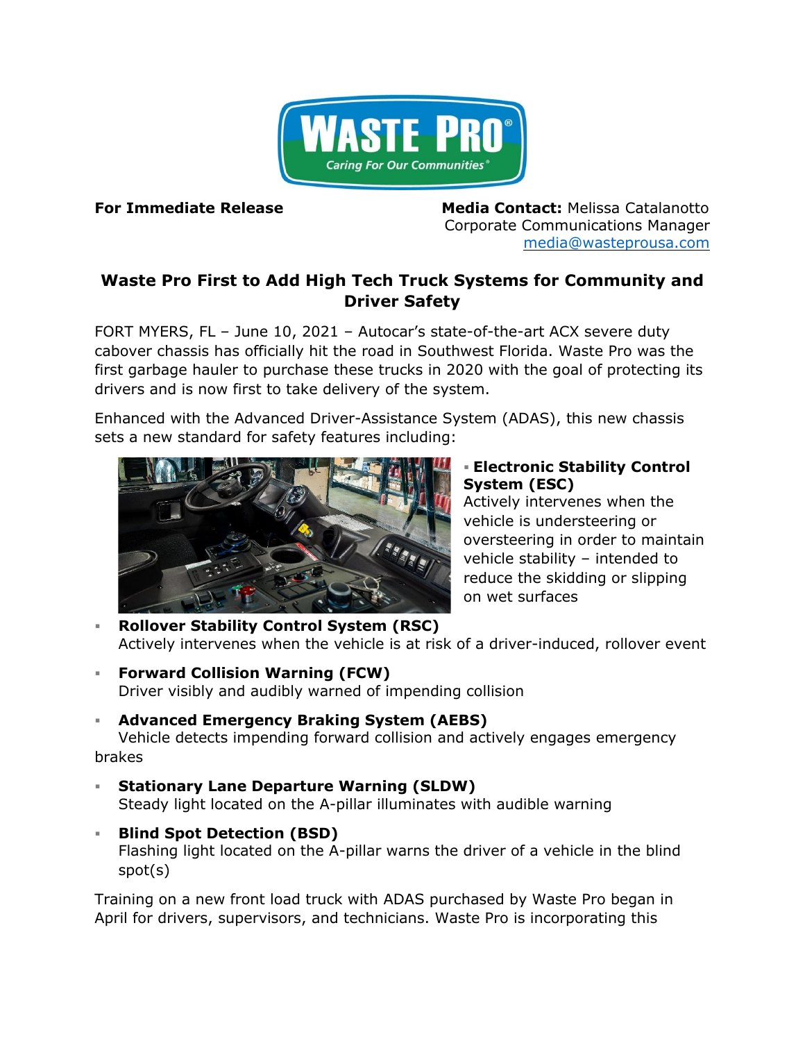**For Immediate Release**

**Media Contact:** Melissa Catalanotto
Corporate Communications Manager
media@wasteprousa.com

## Waste Pro First to Add High Tech Truck Systems for Community and Driver Safety

FORT MYERS, FL – June 10, 2021 – Autocar's state-of-the-art ACX severe duty cabover chassis has officially hit the road in Southwest Florida. Waste Pro was the first garbage hauler to purchase these trucks in 2020 with the goal of protecting its drivers and is now first to take delivery of the system.

Enhanced with the Advanced Driver-Assistance System (ADAS), this new chassis sets a new standard for safety features including:

- **Electronic Stability Control System (ESC)**
  Actively intervenes when the vehicle is understeering or oversteering in order to maintain vehicle stability – intended to reduce the skidding or slipping on wet surfaces
- **Rollover Stability Control System (RSC)**
  Actively intervenes when the vehicle is at risk of a driver-induced, rollover event
- **Forward Collision Warning (FCW)**
  Driver visibly and audibly warned of impending collision
- **Advanced Emergency Braking System (AEBS)**
  Vehicle detects impending forward collision and actively engages emergency brakes
- **Stationary Lane Departure Warning (SLDW)**
  Steady light located on the A-pillar illuminates with audible warning
- **Blind Spot Detection (BSD)**
  Flashing light located on the A-pillar warns the driver of a vehicle in the blind spot(s)

Training on a new front load truck with ADAS purchased by Waste Pro began in April for drivers, supervisors, and technicians. Waste Pro is incorporating this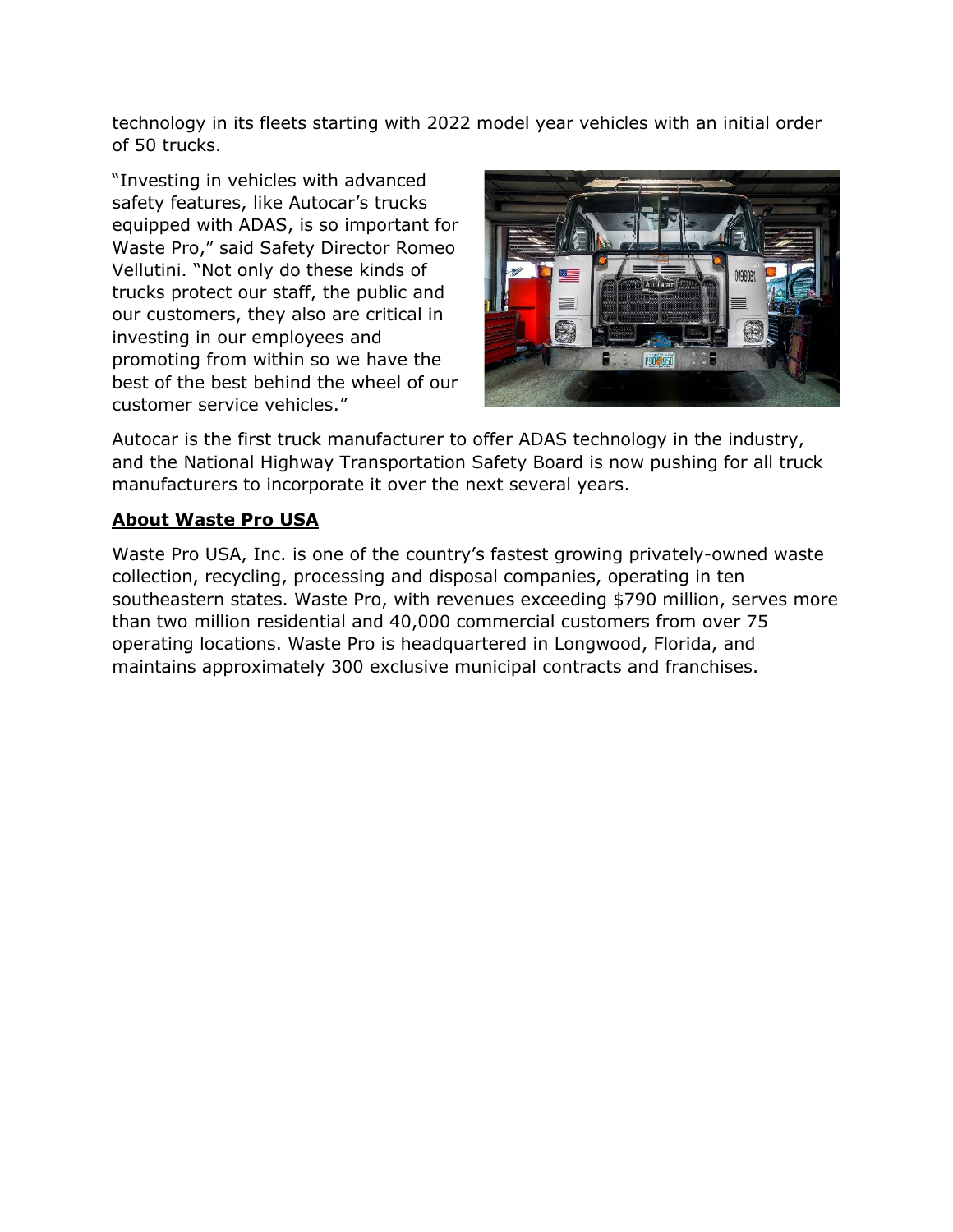technology in its fleets starting with 2022 model year vehicles with an initial order of 50 trucks.

"Investing in vehicles with advanced safety features, like Autocar's trucks equipped with ADAS, is so important for Waste Pro," said Safety Director Romeo Vellutini. "Not only do these kinds of trucks protect our staff, the public and our customers, they also are critical in investing in our employees and promoting from within so we have the best of the best behind the wheel of our customer service vehicles."

Autocar is the first truck manufacturer to offer ADAS technology in the industry, and the National Highway Transportation Safety Board is now pushing for all truck manufacturers to incorporate it over the next several years.

## About Waste Pro USA

Waste Pro USA, Inc. is one of the country's fastest growing privately-owned waste collection, recycling, processing and disposal companies, operating in ten southeastern states. Waste Pro, with revenues exceeding $790 million, serves more than two million residential and 40,000 commercial customers from over 75 operating locations. Waste Pro is headquartered in Longwood, Florida, and maintains approximately 300 exclusive municipal contracts and franchises.